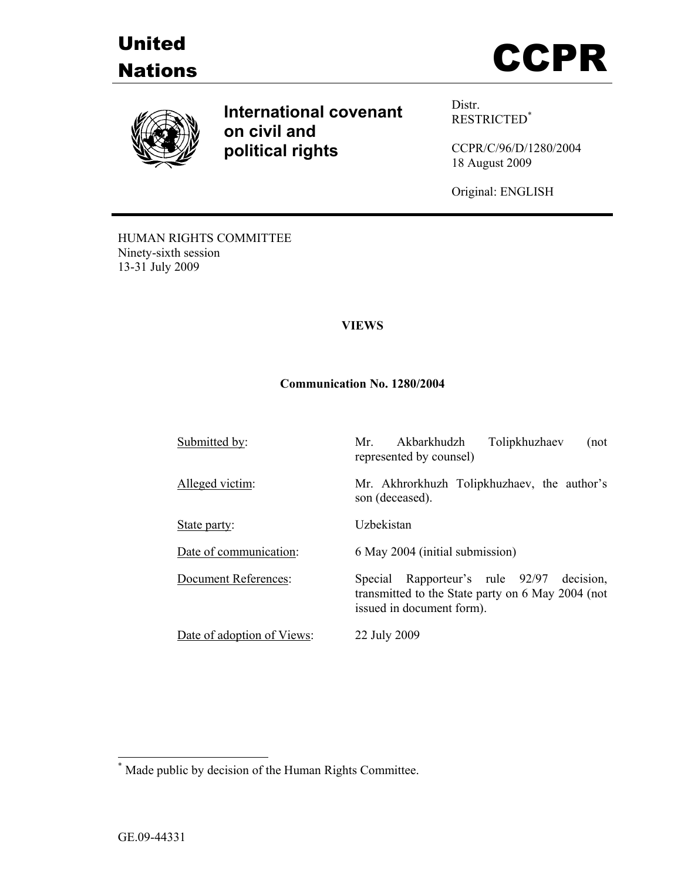# United Nations

# CCPR

## International covenant on civil and political rights

Distr.
RESTRICTED[*]

CCPR/C/96/D/1280/2004
18 August 2009

Original: ENGLISH

HUMAN RIGHTS COMMITTEE
Ninety-sixth session
13-31 July 2009

**VIEWS**

**Communication No. 1280/2004**

| | |
|---|---|
| Submitted by: | Mr. Akbarkhudzh Tolipkhuzhaev (not represented by counsel) |
| Alleged victim: | Mr. Akhrorkhuzh Tolipkhuzhaev, the author's son (deceased). |
| State party: | Uzbekistan |
| Date of communication: | 6 May 2004 (initial submission) |
| Document References: | Special Rapporteur's rule 92/97 decision, transmitted to the State party on 6 May 2004 (not issued in document form). |
| Date of adoption of Views: | 22 July 2009 |

[*] Made public by decision of the Human Rights Committee.

GE.09-44331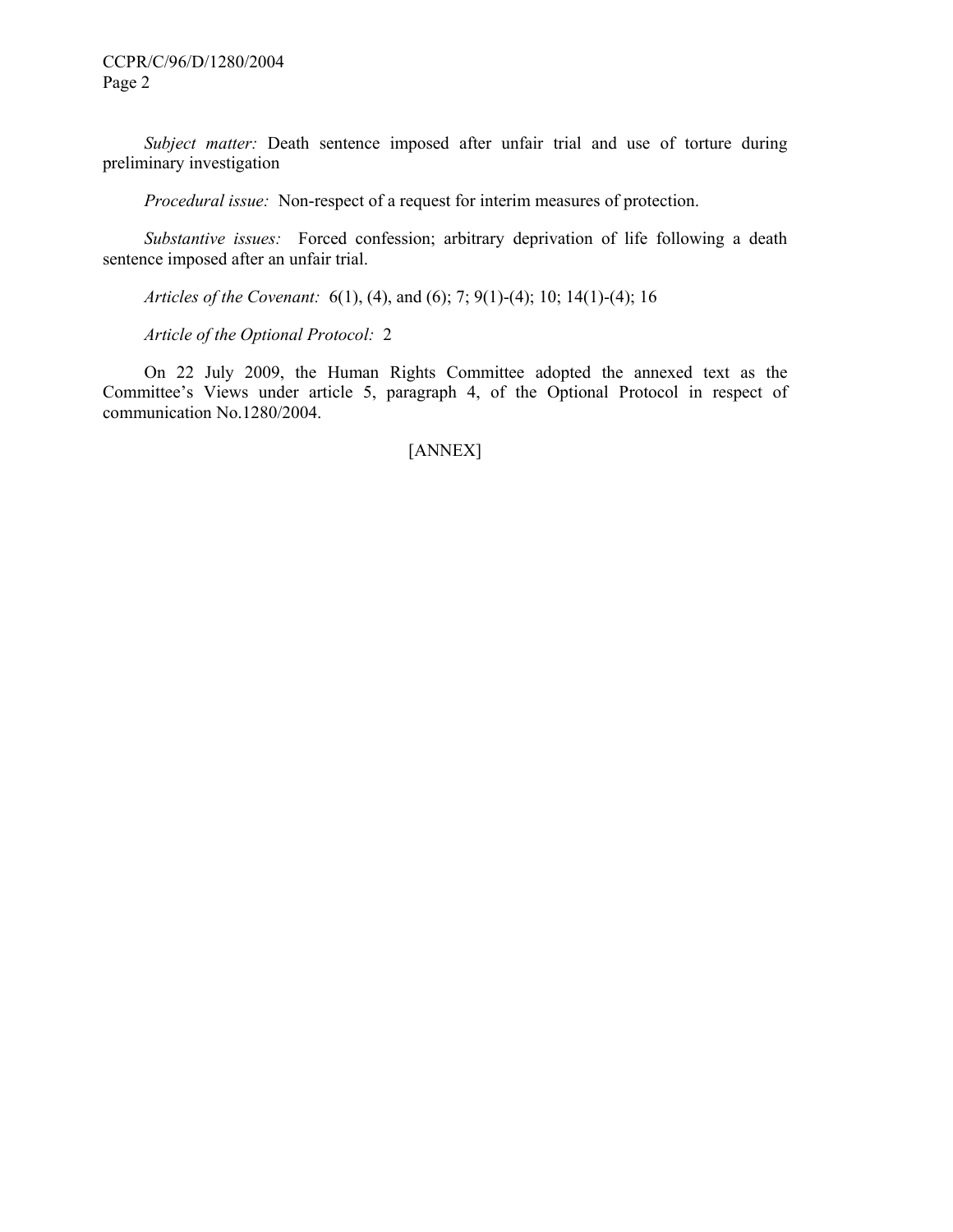*Subject matter:* Death sentence imposed after unfair trial and use of torture during preliminary investigation

*Procedural issue:* Non-respect of a request for interim measures of protection.

*Substantive issues:* Forced confession; arbitrary deprivation of life following a death sentence imposed after an unfair trial.

*Articles of the Covenant:* 6(1), (4), and (6); 7; 9(1)-(4); 10; 14(1)-(4); 16

*Article of the Optional Protocol:* 2

On 22 July 2009, the Human Rights Committee adopted the annexed text as the Committee's Views under article 5, paragraph 4, of the Optional Protocol in respect of communication No.1280/2004.

[ANNEX]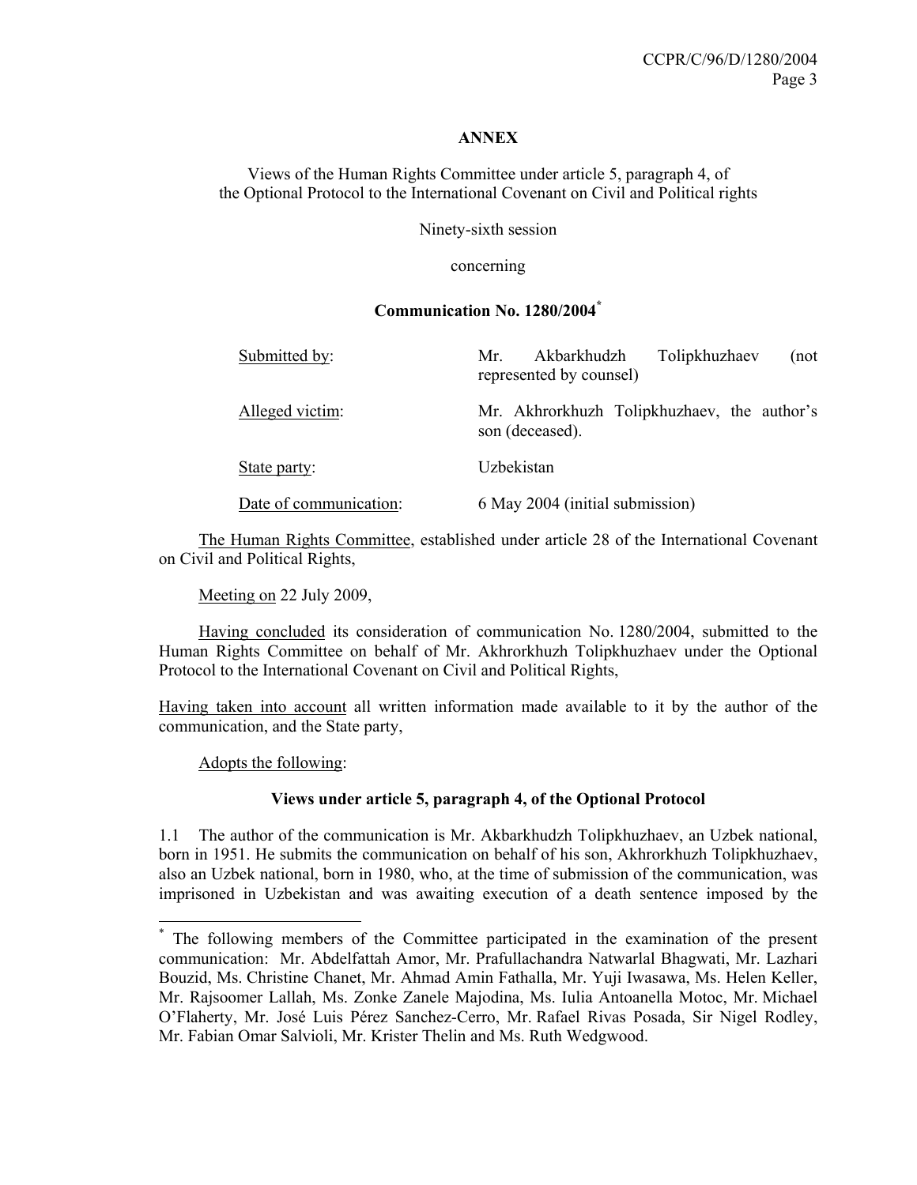**ANNEX**

Views of the Human Rights Committee under article 5, paragraph 4, of the Optional Protocol to the International Covenant on Civil and Political rights

Ninety-sixth session

concerning

**Communication No. 1280/2004***

| | |
|---|---|
| Submitted by: | Mr. Akbarkhudzh Tolipkhuzhaev (not represented by counsel) |
| Alleged victim: | Mr. Akhrorkhuzh Tolipkhuzhaev, the author's son (deceased). |
| State party: | Uzbekistan |
| Date of communication: | 6 May 2004 (initial submission) |

The Human Rights Committee, established under article 28 of the International Covenant on Civil and Political Rights,

Meeting on 22 July 2009,

Having concluded its consideration of communication No. 1280/2004, submitted to the Human Rights Committee on behalf of Mr. Akhrorkhuzh Tolipkhuzhaev under the Optional Protocol to the International Covenant on Civil and Political Rights,

Having taken into account all written information made available to it by the author of the communication, and the State party,

Adopts the following:

**Views under article 5, paragraph 4, of the Optional Protocol**

1.1 The author of the communication is Mr. Akbarkhudzh Tolipkhuzhaev, an Uzbek national, born in 1951. He submits the communication on behalf of his son, Akhrorkhuzh Tolipkhuzhaev, also an Uzbek national, born in 1980, who, at the time of submission of the communication, was imprisoned in Uzbekistan and was awaiting execution of a death sentence imposed by the

* The following members of the Committee participated in the examination of the present communication: Mr. Abdelfattah Amor, Mr. Prafullachandra Natwarlal Bhagwati, Mr. Lazhari Bouzid, Ms. Christine Chanet, Mr. Ahmad Amin Fathalla, Mr. Yuji Iwasawa, Ms. Helen Keller, Mr. Rajsoomer Lallah, Ms. Zonke Zanele Majodina, Ms. Iulia Antoanella Motoc, Mr. Michael O'Flaherty, Mr. José Luis Pérez Sanchez-Cerro, Mr. Rafael Rivas Posada, Sir Nigel Rodley, Mr. Fabian Omar Salvioli, Mr. Krister Thelin and Ms. Ruth Wedgwood.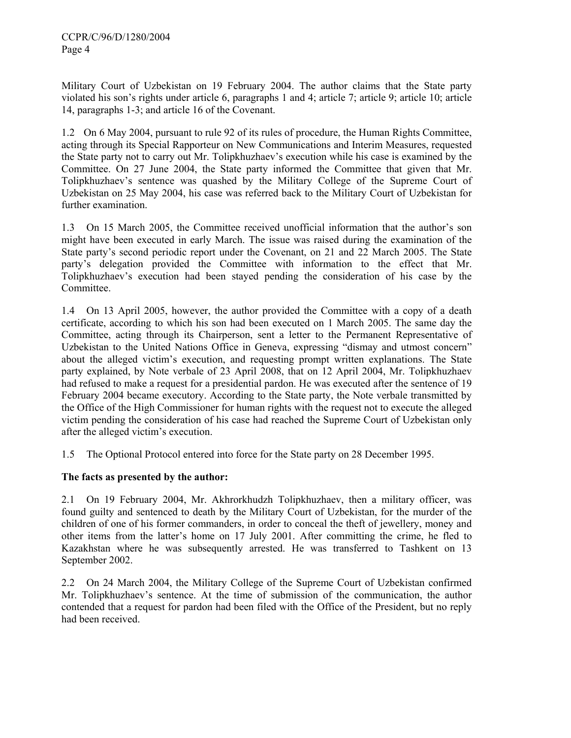Military Court of Uzbekistan on 19 February 2004. The author claims that the State party violated his son's rights under article 6, paragraphs 1 and 4; article 7; article 9; article 10; article 14, paragraphs 1-3; and article 16 of the Covenant.

1.2 On 6 May 2004, pursuant to rule 92 of its rules of procedure, the Human Rights Committee, acting through its Special Rapporteur on New Communications and Interim Measures, requested the State party not to carry out Mr. Tolipkhuzhaev's execution while his case is examined by the Committee. On 27 June 2004, the State party informed the Committee that given that Mr. Tolipkhuzhaev's sentence was quashed by the Military College of the Supreme Court of Uzbekistan on 25 May 2004, his case was referred back to the Military Court of Uzbekistan for further examination.

1.3 On 15 March 2005, the Committee received unofficial information that the author's son might have been executed in early March. The issue was raised during the examination of the State party's second periodic report under the Covenant, on 21 and 22 March 2005. The State party's delegation provided the Committee with information to the effect that Mr. Tolipkhuzhaev's execution had been stayed pending the consideration of his case by the Committee.

1.4 On 13 April 2005, however, the author provided the Committee with a copy of a death certificate, according to which his son had been executed on 1 March 2005. The same day the Committee, acting through its Chairperson, sent a letter to the Permanent Representative of Uzbekistan to the United Nations Office in Geneva, expressing "dismay and utmost concern" about the alleged victim's execution, and requesting prompt written explanations. The State party explained, by Note verbale of 23 April 2008, that on 12 April 2004, Mr. Tolipkhuzhaev had refused to make a request for a presidential pardon. He was executed after the sentence of 19 February 2004 became executory. According to the State party, the Note verbale transmitted by the Office of the High Commissioner for human rights with the request not to execute the alleged victim pending the consideration of his case had reached the Supreme Court of Uzbekistan only after the alleged victim's execution.

1.5 The Optional Protocol entered into force for the State party on 28 December 1995.

**The facts as presented by the author:**

2.1 On 19 February 2004, Mr. Akhrorkhudzh Tolipkhuzhaev, then a military officer, was found guilty and sentenced to death by the Military Court of Uzbekistan, for the murder of the children of one of his former commanders, in order to conceal the theft of jewellery, money and other items from the latter's home on 17 July 2001. After committing the crime, he fled to Kazakhstan where he was subsequently arrested. He was transferred to Tashkent on 13 September 2002.

2.2 On 24 March 2004, the Military College of the Supreme Court of Uzbekistan confirmed Mr. Tolipkhuzhaev's sentence. At the time of submission of the communication, the author contended that a request for pardon had been filed with the Office of the President, but no reply had been received.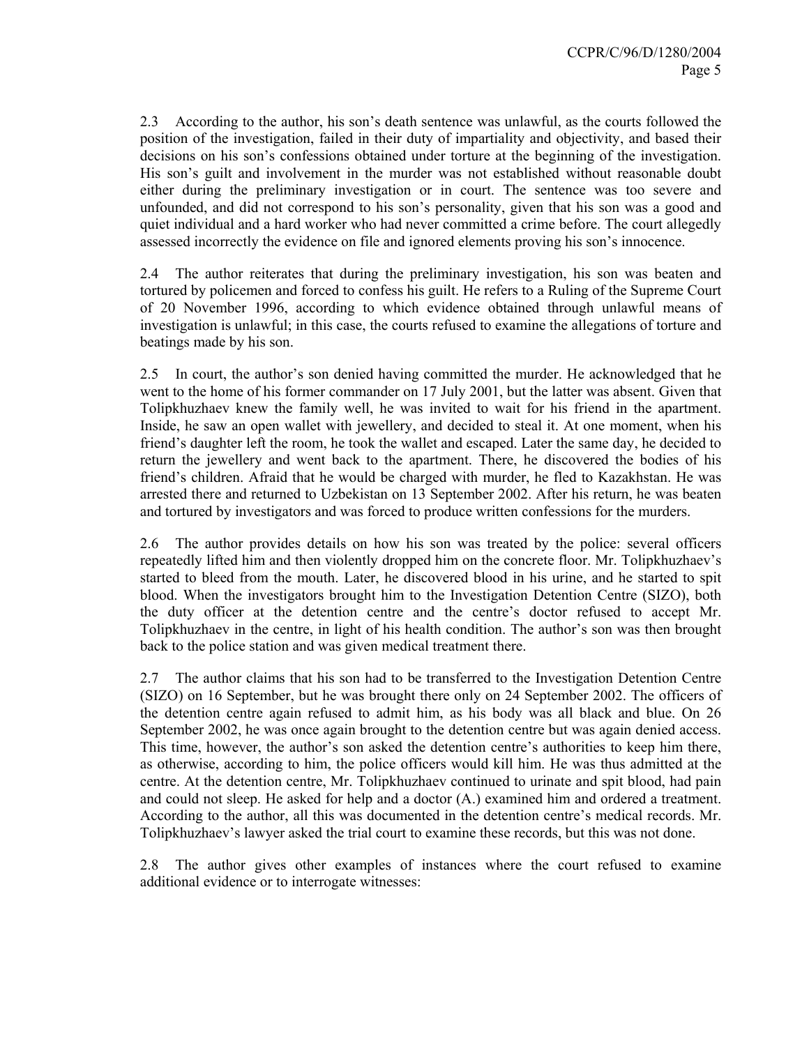2.3 According to the author, his son's death sentence was unlawful, as the courts followed the position of the investigation, failed in their duty of impartiality and objectivity, and based their decisions on his son's confessions obtained under torture at the beginning of the investigation. His son's guilt and involvement in the murder was not established without reasonable doubt either during the preliminary investigation or in court. The sentence was too severe and unfounded, and did not correspond to his son's personality, given that his son was a good and quiet individual and a hard worker who had never committed a crime before. The court allegedly assessed incorrectly the evidence on file and ignored elements proving his son's innocence.

2.4 The author reiterates that during the preliminary investigation, his son was beaten and tortured by policemen and forced to confess his guilt. He refers to a Ruling of the Supreme Court of 20 November 1996, according to which evidence obtained through unlawful means of investigation is unlawful; in this case, the courts refused to examine the allegations of torture and beatings made by his son.

2.5 In court, the author's son denied having committed the murder. He acknowledged that he went to the home of his former commander on 17 July 2001, but the latter was absent. Given that Tolipkhuzhaev knew the family well, he was invited to wait for his friend in the apartment. Inside, he saw an open wallet with jewellery, and decided to steal it. At one moment, when his friend's daughter left the room, he took the wallet and escaped. Later the same day, he decided to return the jewellery and went back to the apartment. There, he discovered the bodies of his friend's children. Afraid that he would be charged with murder, he fled to Kazakhstan. He was arrested there and returned to Uzbekistan on 13 September 2002. After his return, he was beaten and tortured by investigators and was forced to produce written confessions for the murders.

2.6 The author provides details on how his son was treated by the police: several officers repeatedly lifted him and then violently dropped him on the concrete floor. Mr. Tolipkhuzhaev's started to bleed from the mouth. Later, he discovered blood in his urine, and he started to spit blood. When the investigators brought him to the Investigation Detention Centre (SIZO), both the duty officer at the detention centre and the centre's doctor refused to accept Mr. Tolipkhuzhaev in the centre, in light of his health condition. The author's son was then brought back to the police station and was given medical treatment there.

2.7 The author claims that his son had to be transferred to the Investigation Detention Centre (SIZO) on 16 September, but he was brought there only on 24 September 2002. The officers of the detention centre again refused to admit him, as his body was all black and blue. On 26 September 2002, he was once again brought to the detention centre but was again denied access. This time, however, the author's son asked the detention centre's authorities to keep him there, as otherwise, according to him, the police officers would kill him. He was thus admitted at the centre. At the detention centre, Mr. Tolipkhuzhaev continued to urinate and spit blood, had pain and could not sleep. He asked for help and a doctor (A.) examined him and ordered a treatment. According to the author, all this was documented in the detention centre's medical records. Mr. Tolipkhuzhaev's lawyer asked the trial court to examine these records, but this was not done.

2.8 The author gives other examples of instances where the court refused to examine additional evidence or to interrogate witnesses: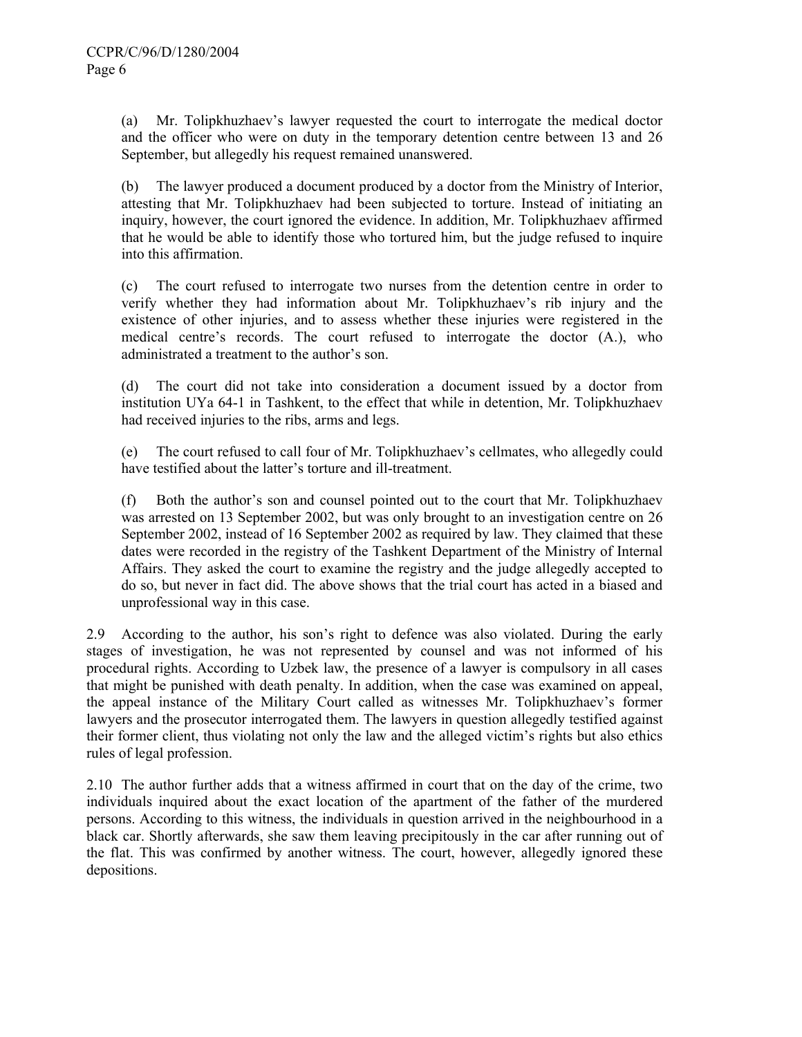(a) Mr. Tolipkhuzhaev's lawyer requested the court to interrogate the medical doctor and the officer who were on duty in the temporary detention centre between 13 and 26 September, but allegedly his request remained unanswered.

(b) The lawyer produced a document produced by a doctor from the Ministry of Interior, attesting that Mr. Tolipkhuzhaev had been subjected to torture. Instead of initiating an inquiry, however, the court ignored the evidence. In addition, Mr. Tolipkhuzhaev affirmed that he would be able to identify those who tortured him, but the judge refused to inquire into this affirmation.

(c) The court refused to interrogate two nurses from the detention centre in order to verify whether they had information about Mr. Tolipkhuzhaev's rib injury and the existence of other injuries, and to assess whether these injuries were registered in the medical centre's records. The court refused to interrogate the doctor (A.), who administrated a treatment to the author's son.

(d) The court did not take into consideration a document issued by a doctor from institution UYa 64-1 in Tashkent, to the effect that while in detention, Mr. Tolipkhuzhaev had received injuries to the ribs, arms and legs.

(e) The court refused to call four of Mr. Tolipkhuzhaev's cellmates, who allegedly could have testified about the latter's torture and ill-treatment.

(f) Both the author's son and counsel pointed out to the court that Mr. Tolipkhuzhaev was arrested on 13 September 2002, but was only brought to an investigation centre on 26 September 2002, instead of 16 September 2002 as required by law. They claimed that these dates were recorded in the registry of the Tashkent Department of the Ministry of Internal Affairs. They asked the court to examine the registry and the judge allegedly accepted to do so, but never in fact did. The above shows that the trial court has acted in a biased and unprofessional way in this case.

2.9 According to the author, his son's right to defence was also violated. During the early stages of investigation, he was not represented by counsel and was not informed of his procedural rights. According to Uzbek law, the presence of a lawyer is compulsory in all cases that might be punished with death penalty. In addition, when the case was examined on appeal, the appeal instance of the Military Court called as witnesses Mr. Tolipkhuzhaev's former lawyers and the prosecutor interrogated them. The lawyers in question allegedly testified against their former client, thus violating not only the law and the alleged victim's rights but also ethics rules of legal profession.

2.10 The author further adds that a witness affirmed in court that on the day of the crime, two individuals inquired about the exact location of the apartment of the father of the murdered persons. According to this witness, the individuals in question arrived in the neighbourhood in a black car. Shortly afterwards, she saw them leaving precipitously in the car after running out of the flat. This was confirmed by another witness. The court, however, allegedly ignored these depositions.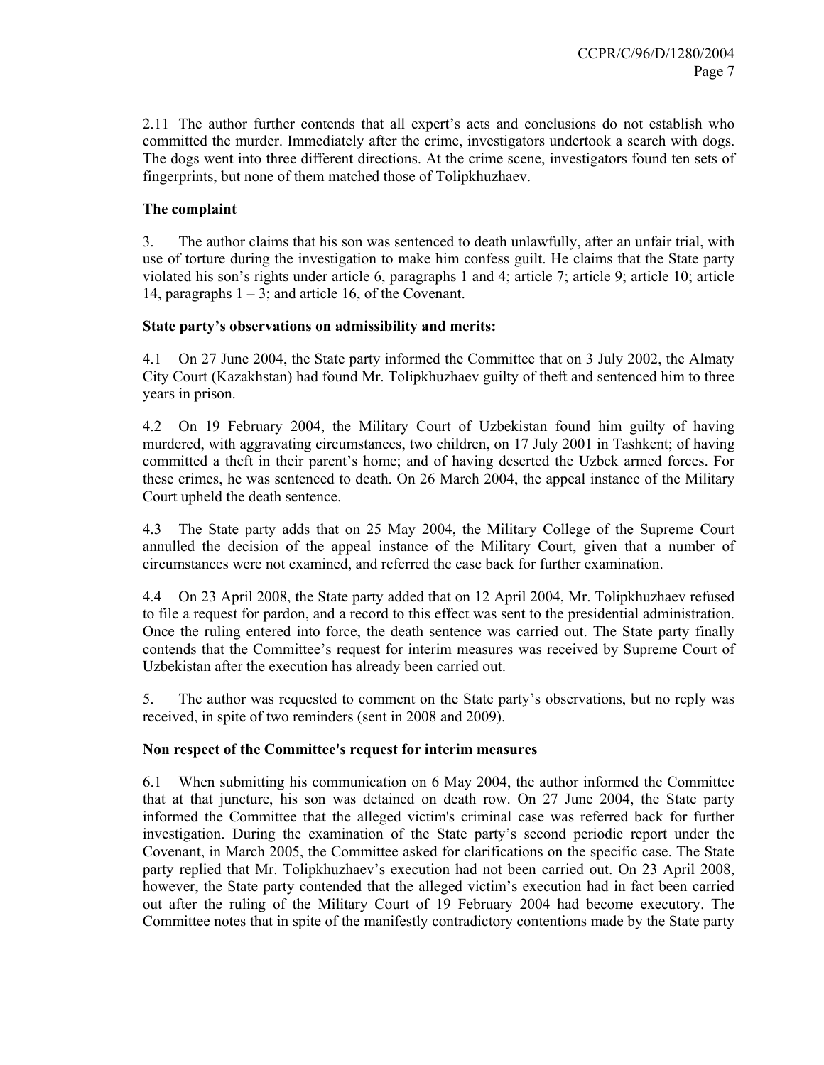2.11 The author further contends that all expert's acts and conclusions do not establish who committed the murder. Immediately after the crime, investigators undertook a search with dogs. The dogs went into three different directions. At the crime scene, investigators found ten sets of fingerprints, but none of them matched those of Tolipkhuzhaev.

### The complaint

3. The author claims that his son was sentenced to death unlawfully, after an unfair trial, with use of torture during the investigation to make him confess guilt. He claims that the State party violated his son's rights under article 6, paragraphs 1 and 4; article 7; article 9; article 10; article 14, paragraphs 1 – 3; and article 16, of the Covenant.

### State party's observations on admissibility and merits:

4.1 On 27 June 2004, the State party informed the Committee that on 3 July 2002, the Almaty City Court (Kazakhstan) had found Mr. Tolipkhuzhaev guilty of theft and sentenced him to three years in prison.

4.2 On 19 February 2004, the Military Court of Uzbekistan found him guilty of having murdered, with aggravating circumstances, two children, on 17 July 2001 in Tashkent; of having committed a theft in their parent's home; and of having deserted the Uzbek armed forces. For these crimes, he was sentenced to death. On 26 March 2004, the appeal instance of the Military Court upheld the death sentence.

4.3 The State party adds that on 25 May 2004, the Military College of the Supreme Court annulled the decision of the appeal instance of the Military Court, given that a number of circumstances were not examined, and referred the case back for further examination.

4.4 On 23 April 2008, the State party added that on 12 April 2004, Mr. Tolipkhuzhaev refused to file a request for pardon, and a record to this effect was sent to the presidential administration. Once the ruling entered into force, the death sentence was carried out. The State party finally contends that the Committee's request for interim measures was received by Supreme Court of Uzbekistan after the execution has already been carried out.

5. The author was requested to comment on the State party's observations, but no reply was received, in spite of two reminders (sent in 2008 and 2009).

### Non respect of the Committee's request for interim measures

6.1 When submitting his communication on 6 May 2004, the author informed the Committee that at that juncture, his son was detained on death row. On 27 June 2004, the State party informed the Committee that the alleged victim's criminal case was referred back for further investigation. During the examination of the State party's second periodic report under the Covenant, in March 2005, the Committee asked for clarifications on the specific case. The State party replied that Mr. Tolipkhuzhaev's execution had not been carried out. On 23 April 2008, however, the State party contended that the alleged victim's execution had in fact been carried out after the ruling of the Military Court of 19 February 2004 had become executory. The Committee notes that in spite of the manifestly contradictory contentions made by the State party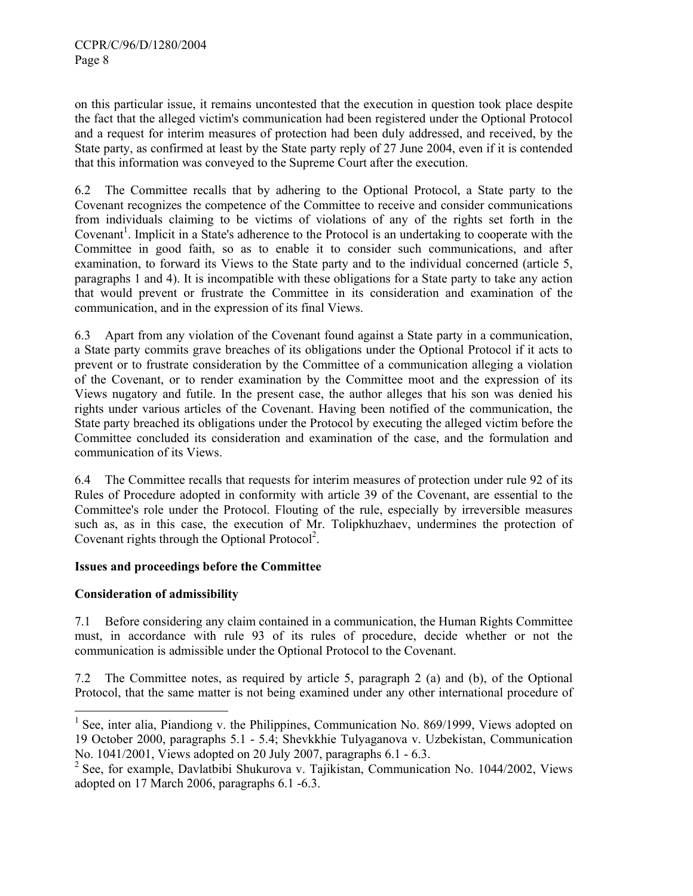on this particular issue, it remains uncontested that the execution in question took place despite the fact that the alleged victim's communication had been registered under the Optional Protocol and a request for interim measures of protection had been duly addressed, and received, by the State party, as confirmed at least by the State party reply of 27 June 2004, even if it is contended that this information was conveyed to the Supreme Court after the execution.

6.2 The Committee recalls that by adhering to the Optional Protocol, a State party to the Covenant recognizes the competence of the Committee to receive and consider communications from individuals claiming to be victims of violations of any of the rights set forth in the Covenant[1]. Implicit in a State's adherence to the Protocol is an undertaking to cooperate with the Committee in good faith, so as to enable it to consider such communications, and after examination, to forward its Views to the State party and to the individual concerned (article 5, paragraphs 1 and 4). It is incompatible with these obligations for a State party to take any action that would prevent or frustrate the Committee in its consideration and examination of the communication, and in the expression of its final Views.

6.3 Apart from any violation of the Covenant found against a State party in a communication, a State party commits grave breaches of its obligations under the Optional Protocol if it acts to prevent or to frustrate consideration by the Committee of a communication alleging a violation of the Covenant, or to render examination by the Committee moot and the expression of its Views nugatory and futile. In the present case, the author alleges that his son was denied his rights under various articles of the Covenant. Having been notified of the communication, the State party breached its obligations under the Protocol by executing the alleged victim before the Committee concluded its consideration and examination of the case, and the formulation and communication of its Views.

6.4 The Committee recalls that requests for interim measures of protection under rule 92 of its Rules of Procedure adopted in conformity with article 39 of the Covenant, are essential to the Committee's role under the Protocol. Flouting of the rule, especially by irreversible measures such as, as in this case, the execution of Mr. Tolipkhuzhaev, undermines the protection of Covenant rights through the Optional Protocol[2].

**Issues and proceedings before the Committee**

**Consideration of admissibility**

7.1 Before considering any claim contained in a communication, the Human Rights Committee must, in accordance with rule 93 of its rules of procedure, decide whether or not the communication is admissible under the Optional Protocol to the Covenant.

7.2 The Committee notes, as required by article 5, paragraph 2 (a) and (b), of the Optional Protocol, that the same matter is not being examined under any other international procedure of

---

[1] See, inter alia, Piandiong v. the Philippines, Communication No. 869/1999, Views adopted on 19 October 2000, paragraphs 5.1 - 5.4; Shevkkhie Tulyaganova v. Uzbekistan, Communication No. 1041/2001, Views adopted on 20 July 2007, paragraphs 6.1 - 6.3.

[2] See, for example, Davlatbibi Shukurova v. Tajikistan, Communication No. 1044/2002, Views adopted on 17 March 2006, paragraphs 6.1 -6.3.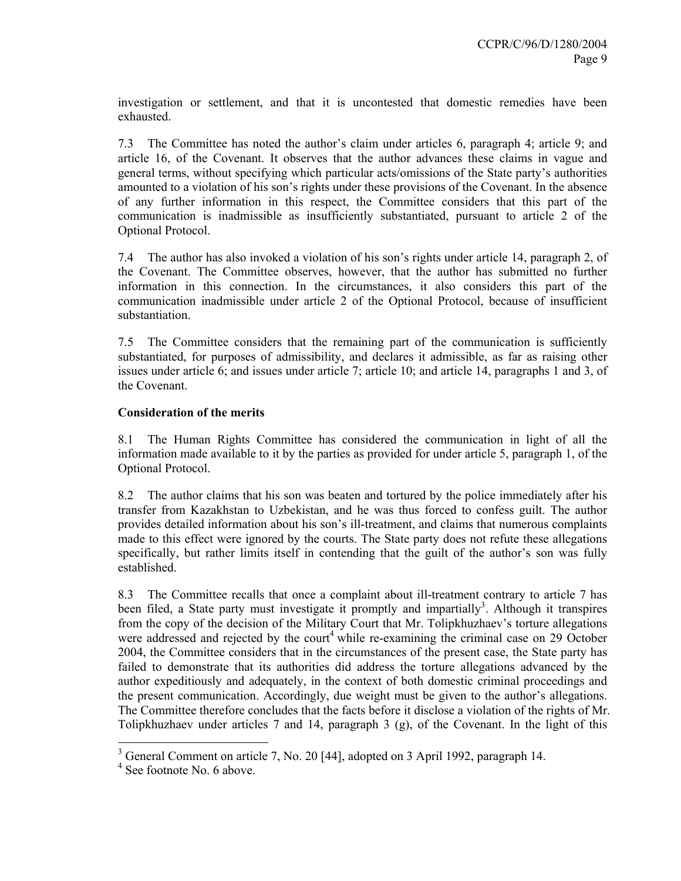investigation or settlement, and that it is uncontested that domestic remedies have been exhausted.

7.3 The Committee has noted the author's claim under articles 6, paragraph 4; article 9; and article 16, of the Covenant. It observes that the author advances these claims in vague and general terms, without specifying which particular acts/omissions of the State party's authorities amounted to a violation of his son's rights under these provisions of the Covenant. In the absence of any further information in this respect, the Committee considers that this part of the communication is inadmissible as insufficiently substantiated, pursuant to article 2 of the Optional Protocol.

7.4 The author has also invoked a violation of his son's rights under article 14, paragraph 2, of the Covenant. The Committee observes, however, that the author has submitted no further information in this connection. In the circumstances, it also considers this part of the communication inadmissible under article 2 of the Optional Protocol, because of insufficient substantiation.

7.5 The Committee considers that the remaining part of the communication is sufficiently substantiated, for purposes of admissibility, and declares it admissible, as far as raising other issues under article 6; and issues under article 7; article 10; and article 14, paragraphs 1 and 3, of the Covenant.

**Consideration of the merits**

8.1 The Human Rights Committee has considered the communication in light of all the information made available to it by the parties as provided for under article 5, paragraph 1, of the Optional Protocol.

8.2 The author claims that his son was beaten and tortured by the police immediately after his transfer from Kazakhstan to Uzbekistan, and he was thus forced to confess guilt. The author provides detailed information about his son's ill-treatment, and claims that numerous complaints made to this effect were ignored by the courts. The State party does not refute these allegations specifically, but rather limits itself in contending that the guilt of the author's son was fully established.

8.3 The Committee recalls that once a complaint about ill-treatment contrary to article 7 has been filed, a State party must investigate it promptly and impartially[3]. Although it transpires from the copy of the decision of the Military Court that Mr. Tolipkhuzhaev's torture allegations were addressed and rejected by the court[4] while re-examining the criminal case on 29 October 2004, the Committee considers that in the circumstances of the present case, the State party has failed to demonstrate that its authorities did address the torture allegations advanced by the author expeditiously and adequately, in the context of both domestic criminal proceedings and the present communication. Accordingly, due weight must be given to the author's allegations. The Committee therefore concludes that the facts before it disclose a violation of the rights of Mr. Tolipkhuzhaev under articles 7 and 14, paragraph 3 (g), of the Covenant. In the light of this

---

[3] General Comment on article 7, No. 20 [44], adopted on 3 April 1992, paragraph 14.

[4] See footnote No. 6 above.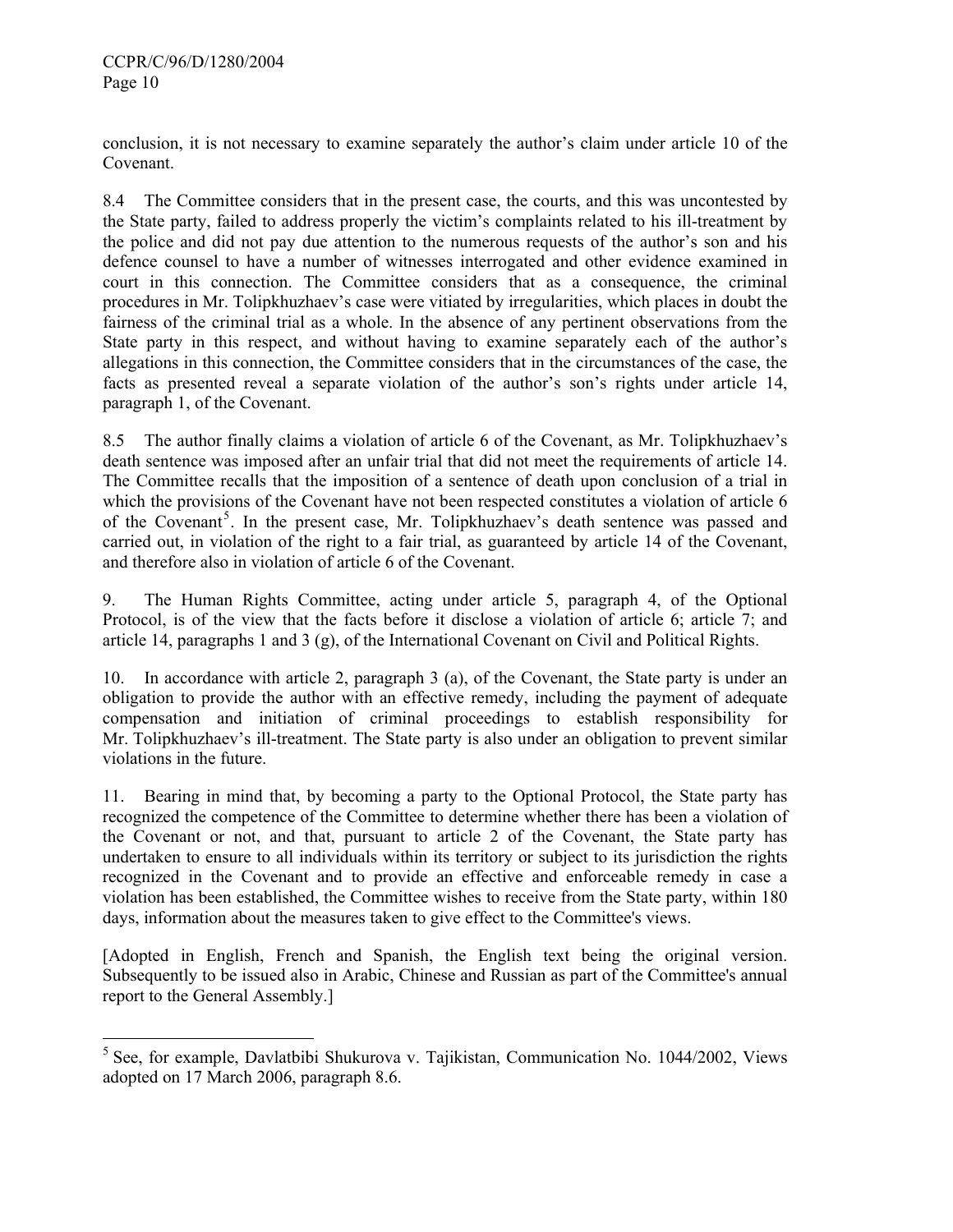conclusion, it is not necessary to examine separately the author's claim under article 10 of the Covenant.

8.4 The Committee considers that in the present case, the courts, and this was uncontested by the State party, failed to address properly the victim's complaints related to his ill-treatment by the police and did not pay due attention to the numerous requests of the author's son and his defence counsel to have a number of witnesses interrogated and other evidence examined in court in this connection. The Committee considers that as a consequence, the criminal procedures in Mr. Tolipkhuzhaev's case were vitiated by irregularities, which places in doubt the fairness of the criminal trial as a whole. In the absence of any pertinent observations from the State party in this respect, and without having to examine separately each of the author's allegations in this connection, the Committee considers that in the circumstances of the case, the facts as presented reveal a separate violation of the author's son's rights under article 14, paragraph 1, of the Covenant.

8.5 The author finally claims a violation of article 6 of the Covenant, as Mr. Tolipkhuzhaev's death sentence was imposed after an unfair trial that did not meet the requirements of article 14. The Committee recalls that the imposition of a sentence of death upon conclusion of a trial in which the provisions of the Covenant have not been respected constitutes a violation of article 6 of the Covenant[5]. In the present case, Mr. Tolipkhuzhaev's death sentence was passed and carried out, in violation of the right to a fair trial, as guaranteed by article 14 of the Covenant, and therefore also in violation of article 6 of the Covenant.

9. The Human Rights Committee, acting under article 5, paragraph 4, of the Optional Protocol, is of the view that the facts before it disclose a violation of article 6; article 7; and article 14, paragraphs 1 and 3 (g), of the International Covenant on Civil and Political Rights.

10. In accordance with article 2, paragraph 3 (a), of the Covenant, the State party is under an obligation to provide the author with an effective remedy, including the payment of adequate compensation and initiation of criminal proceedings to establish responsibility for Mr. Tolipkhuzhaev's ill-treatment. The State party is also under an obligation to prevent similar violations in the future.

11. Bearing in mind that, by becoming a party to the Optional Protocol, the State party has recognized the competence of the Committee to determine whether there has been a violation of the Covenant or not, and that, pursuant to article 2 of the Covenant, the State party has undertaken to ensure to all individuals within its territory or subject to its jurisdiction the rights recognized in the Covenant and to provide an effective and enforceable remedy in case a violation has been established, the Committee wishes to receive from the State party, within 180 days, information about the measures taken to give effect to the Committee's views.

[Adopted in English, French and Spanish, the English text being the original version. Subsequently to be issued also in Arabic, Chinese and Russian as part of the Committee's annual report to the General Assembly.]

---

[5] See, for example, Davlatbibi Shukurova v. Tajikistan, Communication No. 1044/2002, Views adopted on 17 March 2006, paragraph 8.6.